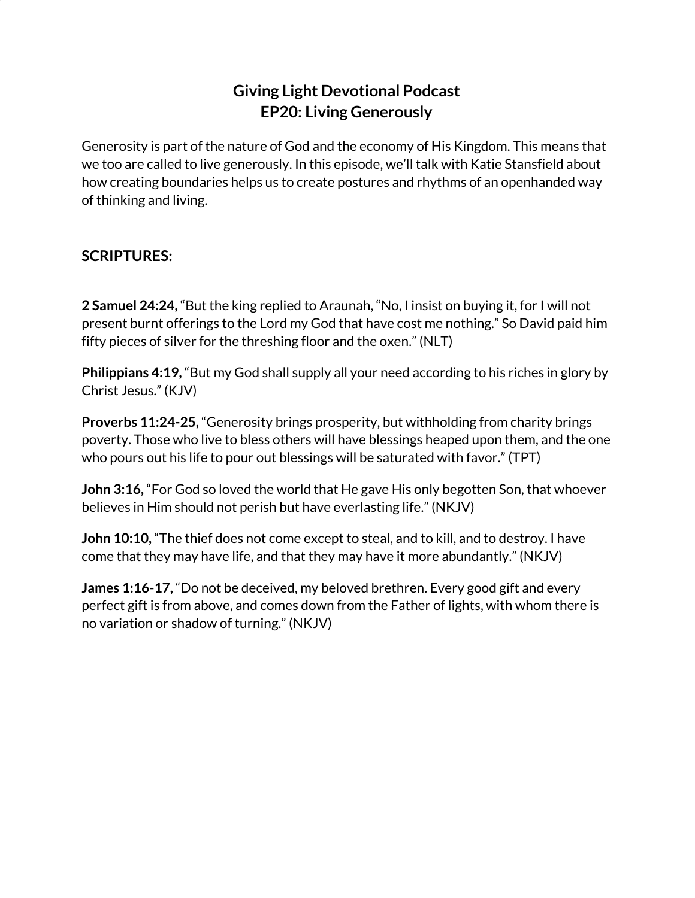# Giving Light Devotional Podcast
# EP20: Living Generously

Generosity is part of the nature of God and the economy of His Kingdom. This means that we too are called to live generously. In this episode, we'll talk with Katie Stansfield about how creating boundaries helps us to create postures and rhythms of an openhanded way of thinking and living.

## SCRIPTURES:

**2 Samuel 24:24,** "But the king replied to Araunah, "No, I insist on buying it, for I will not present burnt offerings to the Lord my God that have cost me nothing." So David paid him fifty pieces of silver for the threshing floor and the oxen." (NLT)

**Philippians 4:19,** "But my God shall supply all your need according to his riches in glory by Christ Jesus." (KJV)

**Proverbs 11:24-25,** "Generosity brings prosperity, but withholding from charity brings poverty. Those who live to bless others will have blessings heaped upon them, and the one who pours out his life to pour out blessings will be saturated with favor." (TPT)

**John 3:16,** "For God so loved the world that He gave His only begotten Son, that whoever believes in Him should not perish but have everlasting life." (NKJV)

**John 10:10,** "The thief does not come except to steal, and to kill, and to destroy. I have come that they may have life, and that they may have it more abundantly." (NKJV)

**James 1:16-17,** "Do not be deceived, my beloved brethren. Every good gift and every perfect gift is from above, and comes down from the Father of lights, with whom there is no variation or shadow of turning." (NKJV)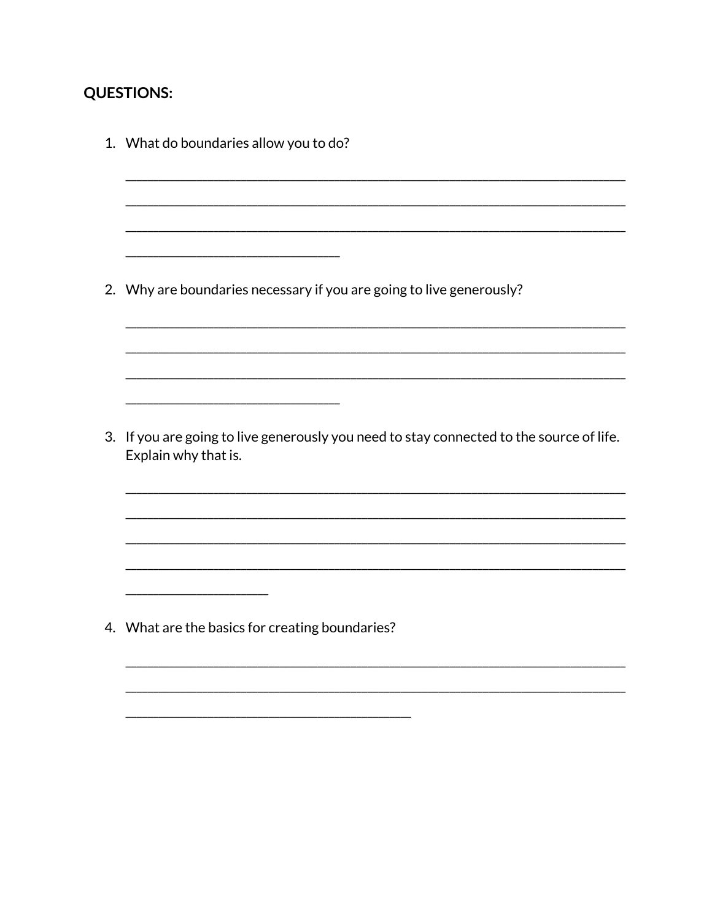**QUESTIONS:**

1. What do boundaries allow you to do?

   ___________________________________________________________________________
   ___________________________________________________________________________
   ___________________________________________________________________________
   ________________________________

2. Why are boundaries necessary if you are going to live generously?

   ___________________________________________________________________________
   ___________________________________________________________________________
   ___________________________________________________________________________
   ________________________________

3. If you are going to live generously you need to stay connected to the source of life. Explain why that is.

   ___________________________________________________________________________
   ___________________________________________________________________________
   ___________________________________________________________________________
   ___________________________________________________________________________
   _____________________

4. What are the basics for creating boundaries?

   ___________________________________________________________________________
   ___________________________________________________________________________
   ___________________________________________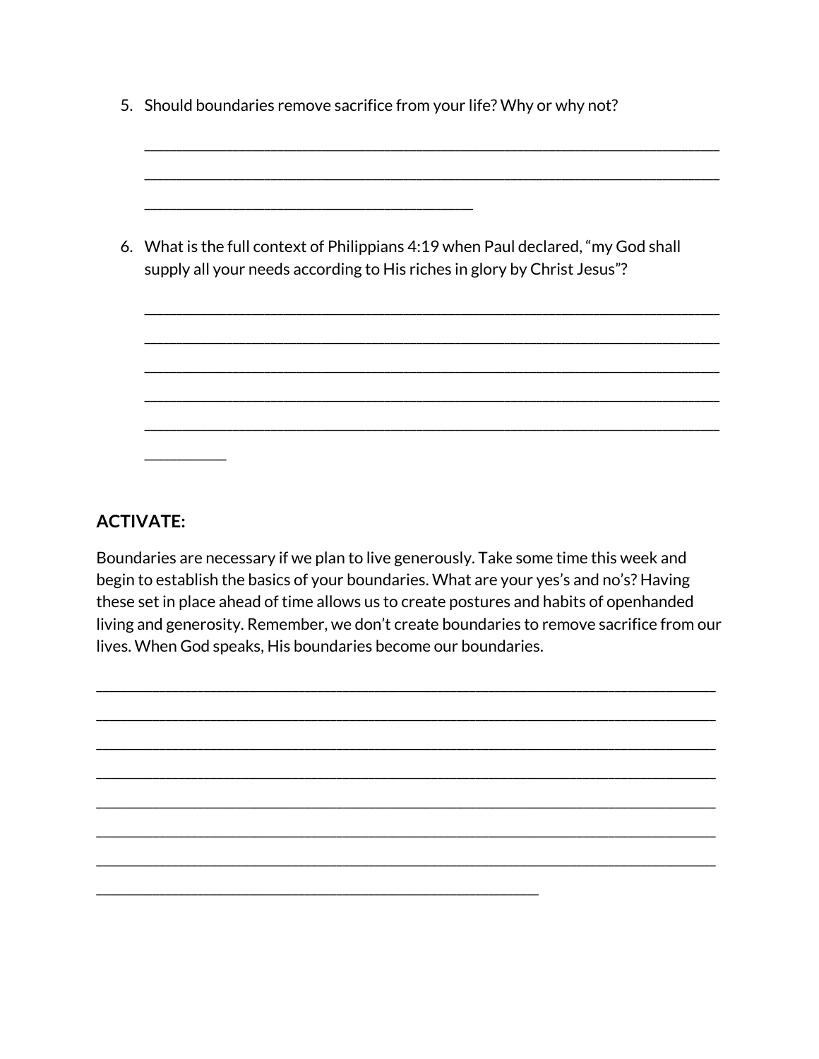5. Should boundaries remove sacrifice from your life? Why or why not?

   ___________________________________________________________________________

   ___________________________________________________________________________

   __________________________________________

6. What is the full context of Philippians 4:19 when Paul declared, “my God shall supply all your needs according to His riches in glory by Christ Jesus”?

   ___________________________________________________________________________

   ___________________________________________________________________________

   ___________________________________________________________________________

   ___________________________________________________________________________

   ___________________________________________________________________________

   __________

**ACTIVATE:**

Boundaries are necessary if we plan to live generously. Take some time this week and begin to establish the basics of your boundaries. What are your yes’s and no’s? Having these set in place ahead of time allows us to create postures and habits of openhanded living and generosity. Remember, we don’t create boundaries to remove sacrifice from our lives. When God speaks, His boundaries become our boundaries.

________________________________________________________________________________

________________________________________________________________________________

________________________________________________________________________________

________________________________________________________________________________

________________________________________________________________________________

________________________________________________________________________________

________________________________________________________________________________

_________________________________________________________